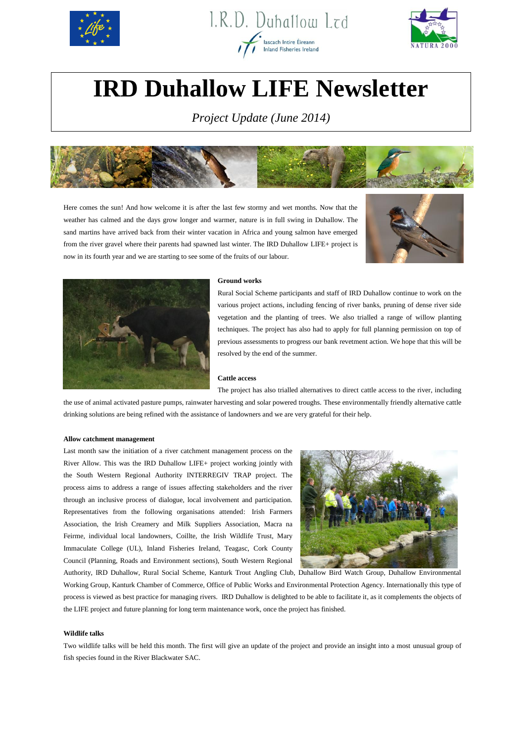I.R.D. Duhallow Ltd

Iascach Intíre Éireann
Inland Fisheries Ireland

NATURA 2000

# IRD Duhallow LIFE Newsletter

*Project Update (June 2014)*

Here comes the sun! And how welcome it is after the last few stormy and wet months. Now that the weather has calmed and the days grow longer and warmer, nature is in full swing in Duhallow. The sand martins have arrived back from their winter vacation in Africa and young salmon have emerged from the river gravel where their parents had spawned last winter. The IRD Duhallow LIFE+ project is now in its fourth year and we are starting to see some of the fruits of our labour.

**Ground works**

Rural Social Scheme participants and staff of IRD Duhallow continue to work on the various project actions, including fencing of river banks, pruning of dense river side vegetation and the planting of trees. We also trialled a range of willow planting techniques. The project has also had to apply for full planning permission on top of previous assessments to progress our bank revetment action. We hope that this will be resolved by the end of the summer.

**Cattle access**

The project has also trialled alternatives to direct cattle access to the river, including the use of animal activated pasture pumps, rainwater harvesting and solar powered troughs. These environmentally friendly alternative cattle drinking solutions are being refined with the assistance of landowners and we are very grateful for their help.

**Allow catchment management**

Last month saw the initiation of a river catchment management process on the River Allow. This was the IRD Duhallow LIFE+ project working jointly with the South Western Regional Authority INTERREGIV TRAP project. The process aims to address a range of issues affecting stakeholders and the river through an inclusive process of dialogue, local involvement and participation. Representatives from the following organisations attended: Irish Farmers Association, the Irish Creamery and Milk Suppliers Association, Macra na Feirme, individual local landowners, Coillte, the Irish Wildlife Trust, Mary Immaculate College (UL), Inland Fisheries Ireland, Teagasc, Cork County Council (Planning, Roads and Environment sections), South Western Regional Authority, IRD Duhallow, Rural Social Scheme, Kanturk Trout Angling Club, Duhallow Bird Watch Group, Duhallow Environmental Working Group, Kanturk Chamber of Commerce, Office of Public Works and Environmental Protection Agency. Internationally this type of process is viewed as best practice for managing rivers. IRD Duhallow is delighted to be able to facilitate it, as it complements the objects of the LIFE project and future planning for long term maintenance work, once the project has finished.

**Wildlife talks**

Two wildlife talks will be held this month. The first will give an update of the project and provide an insight into a most unusual group of fish species found in the River Blackwater SAC.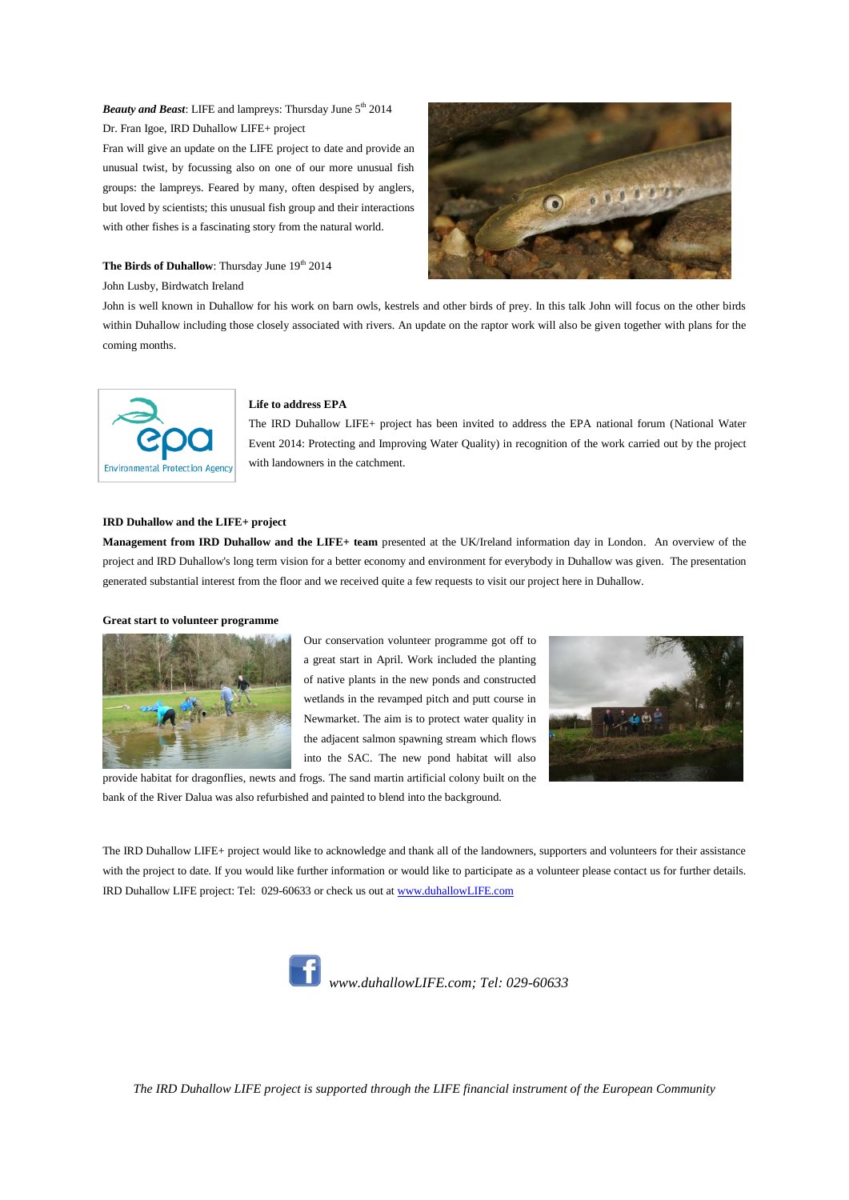***Beauty and Beast***: LIFE and lampreys: Thursday June 5th 2014

Dr. Fran Igoe, IRD Duhallow LIFE+ project

Fran will give an update on the LIFE project to date and provide an unusual twist, by focussing also on one of our more unusual fish groups: the lampreys. Feared by many, often despised by anglers, but loved by scientists; this unusual fish group and their interactions with other fishes is a fascinating story from the natural world.

**The Birds of Duhallow**: Thursday June 19th 2014

John Lusby, Birdwatch Ireland

John is well known in Duhallow for his work on barn owls, kestrels and other birds of prey. In this talk John will focus on the other birds within Duhallow including those closely associated with rivers. An update on the raptor work will also be given together with plans for the coming months.

**Life to address EPA**

The IRD Duhallow LIFE+ project has been invited to address the EPA national forum (National Water Event 2014: Protecting and Improving Water Quality) in recognition of the work carried out by the project with landowners in the catchment.

**IRD Duhallow and the LIFE+ project**

**Management from IRD Duhallow and the LIFE+ team** presented at the UK/Ireland information day in London. An overview of the project and IRD Duhallow's long term vision for a better economy and environment for everybody in Duhallow was given. The presentation generated substantial interest from the floor and we received quite a few requests to visit our project here in Duhallow.

**Great start to volunteer programme**

Our conservation volunteer programme got off to a great start in April. Work included the planting of native plants in the new ponds and constructed wetlands in the revamped pitch and putt course in Newmarket. The aim is to protect water quality in the adjacent salmon spawning stream which flows into the SAC. The new pond habitat will also provide habitat for dragonflies, newts and frogs. The sand martin artificial colony built on the bank of the River Dalua was also refurbished and painted to blend into the background.

The IRD Duhallow LIFE+ project would like to acknowledge and thank all of the landowners, supporters and volunteers for their assistance with the project to date. If you would like further information or would like to participate as a volunteer please contact us for further details. IRD Duhallow LIFE project: Tel: 029-60633 or check us out at www.duhallowLIFE.com

*www.duhallowLIFE.com; Tel: 029-60633*

*The IRD Duhallow LIFE project is supported through the LIFE financial instrument of the European Community*